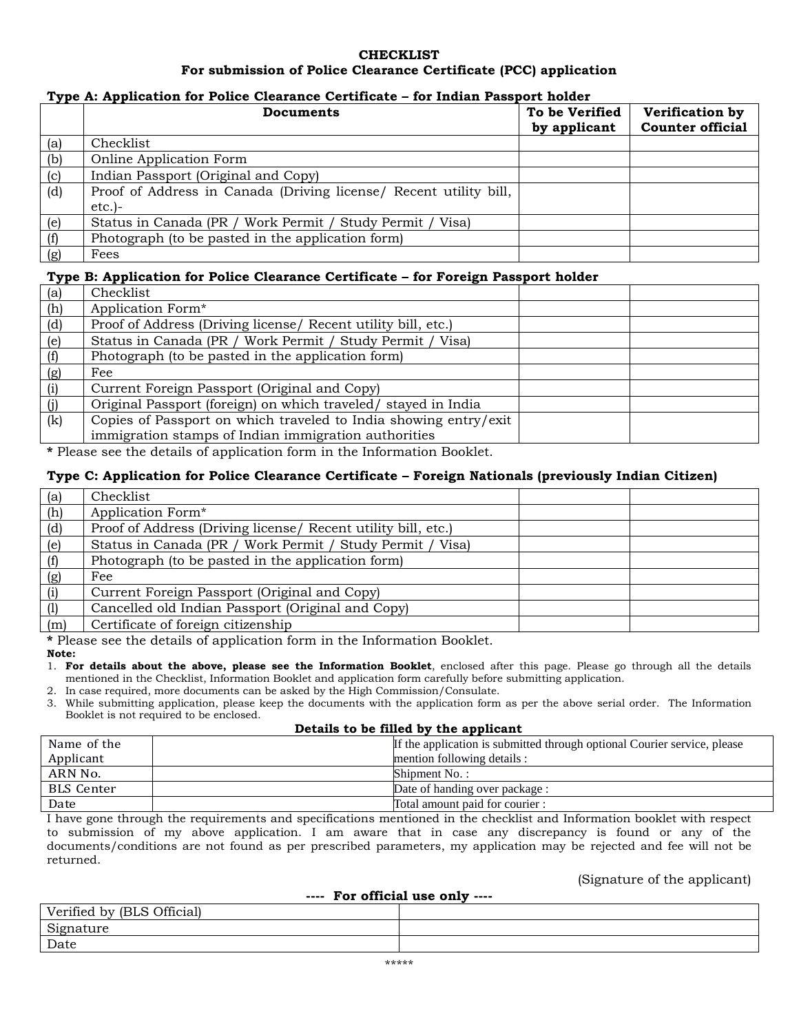# CHECKLIST

## For submission of Police Clearance Certificate (PCC) application

### Type A: Application for Police Clearance Certificate – for Indian Passport holder

| | Documents | To be Verified by applicant | Verification by Counter official |
|---|---|---|---|
| (a) | Checklist | | |
| (b) | Online Application Form | | |
| (c) | Indian Passport (Original and Copy) | | |
| (d) | Proof of Address in Canada (Driving license/ Recent utility bill, etc.)- | | |
| (e) | Status in Canada (PR / Work Permit / Study Permit / Visa) | | |
| (f) | Photograph (to be pasted in the application form) | | |
| (g) | Fees | | |

### Type B: Application for Police Clearance Certificate – for Foreign Passport holder

| | Documents | To be Verified by applicant | Verification by Counter official |
|---|---|---|---|
| (a) | Checklist | | |
| (h) | Application Form* | | |
| (d) | Proof of Address (Driving license/ Recent utility bill, etc.) | | |
| (e) | Status in Canada (PR / Work Permit / Study Permit / Visa) | | |
| (f) | Photograph (to be pasted in the application form) | | |
| (g) | Fee | | |
| (i) | Current Foreign Passport (Original and Copy) | | |
| (j) | Original Passport (foreign) on which traveled/ stayed in India | | |
| (k) | Copies of Passport on which traveled to India showing entry/exit immigration stamps of Indian immigration authorities | | |

**\*** Please see the details of application form in the Information Booklet.

### Type C: Application for Police Clearance Certificate – Foreign Nationals (previously Indian Citizen)

| | Documents | To be Verified by applicant | Verification by Counter official |
|---|---|---|---|
| (a) | Checklist | | |
| (h) | Application Form* | | |
| (d) | Proof of Address (Driving license/ Recent utility bill, etc.) | | |
| (e) | Status in Canada (PR / Work Permit / Study Permit / Visa) | | |
| (f) | Photograph (to be pasted in the application form) | | |
| (g) | Fee | | |
| (i) | Current Foreign Passport (Original and Copy) | | |
| (l) | Cancelled old Indian Passport (Original and Copy) | | |
| (m) | Certificate of foreign citizenship | | |

**\*** Please see the details of application form in the Information Booklet.

**Note:**

1. **For details about the above, please see the Information Booklet**, enclosed after this page. Please go through all the details mentioned in the Checklist, Information Booklet and application form carefully before submitting application.
2. In case required, more documents can be asked by the High Commission/Consulate.
3. While submitting application, please keep the documents with the application form as per the above serial order. The Information Booklet is not required to be enclosed.

**Details to be filled by the applicant**

| Name of the Applicant | | If the application is submitted through optional Courier service, please mention following details : |
|---|---|---|
| ARN No. | | Shipment No. : |
| BLS Center | | Date of handing over package : |
| Date | | Total amount paid for courier : |

I have gone through the requirements and specifications mentioned in the checklist and Information booklet with respect to submission of my above application. I am aware that in case any discrepancy is found or any of the documents/conditions are not found as per prescribed parameters, my application may be rejected and fee will not be returned.

(Signature of the applicant)

**---- For official use only ----**

| Verified by (BLS Official) | |
|---|---|
| Signature | |
| Date | |

\*\*\*\*\*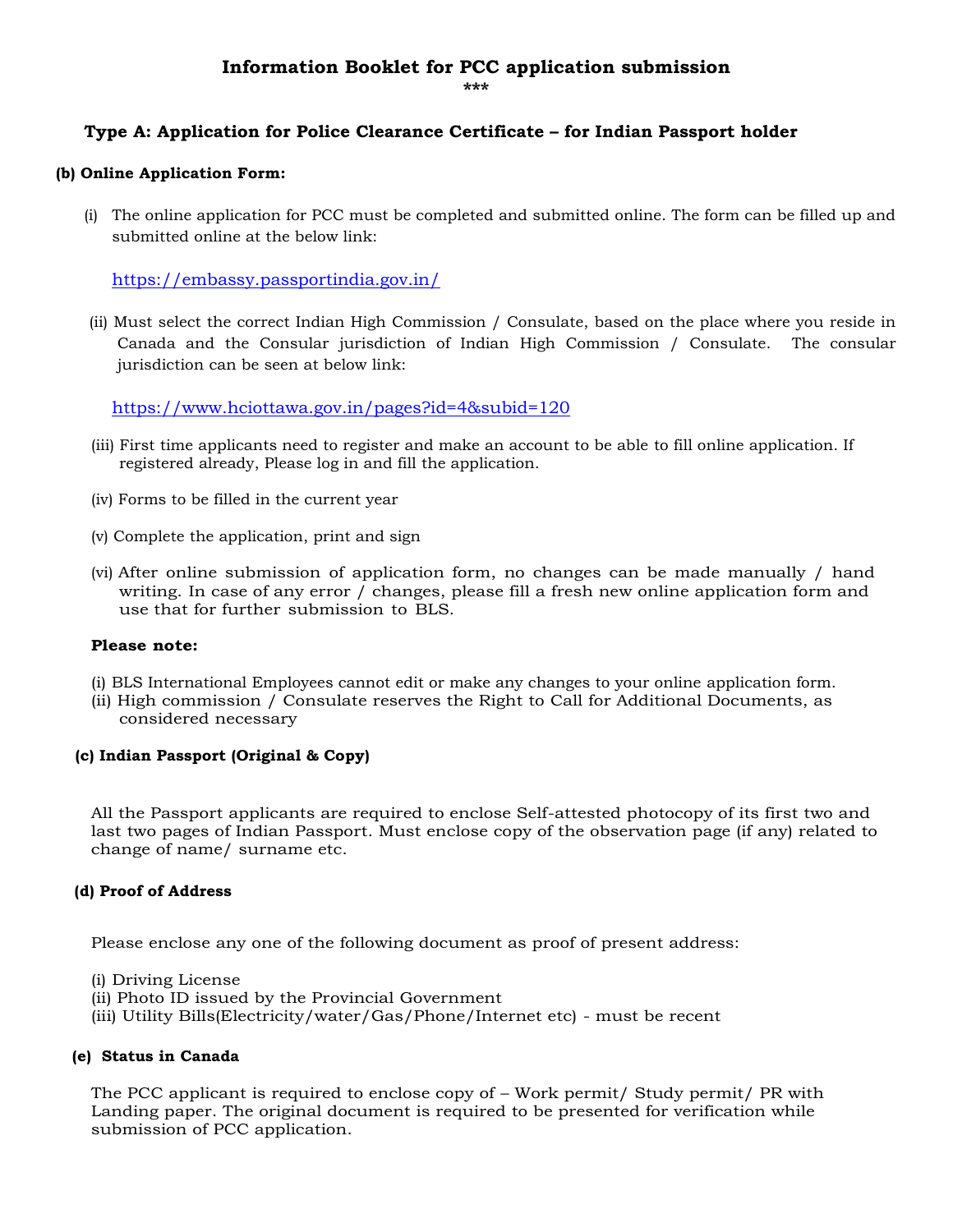# Information Booklet for PCC application submission

\*\*\*

## Type A: Application for Police Clearance Certificate – for Indian Passport holder

### (b) Online Application Form:

(i) The online application for PCC must be completed and submitted online. The form can be filled up and submitted online at the below link:

https://embassy.passportindia.gov.in/

(ii) Must select the correct Indian High Commission / Consulate, based on the place where you reside in Canada and the Consular jurisdiction of Indian High Commission / Consulate. The consular jurisdiction can be seen at below link:

https://www.hciottawa.gov.in/pages?id=4&subid=120

(iii) First time applicants need to register and make an account to be able to fill online application. If registered already, Please log in and fill the application.

(iv) Forms to be filled in the current year

(v) Complete the application, print and sign

(vi) After online submission of application form, no changes can be made manually / hand writing. In case of any error / changes, please fill a fresh new online application form and use that for further submission to BLS.

**Please note:**

(i) BLS International Employees cannot edit or make any changes to your online application form.
(ii) High commission / Consulate reserves the Right to Call for Additional Documents, as considered necessary

### (c) Indian Passport (Original & Copy)

All the Passport applicants are required to enclose Self-attested photocopy of its first two and last two pages of Indian Passport. Must enclose copy of the observation page (if any) related to change of name/ surname etc.

### (d) Proof of Address

Please enclose any one of the following document as proof of present address:

(i) Driving License
(ii) Photo ID issued by the Provincial Government
(iii) Utility Bills(Electricity/water/Gas/Phone/Internet etc) - must be recent

### (e) Status in Canada

The PCC applicant is required to enclose copy of – Work permit/ Study permit/ PR with Landing paper. The original document is required to be presented for verification while submission of PCC application.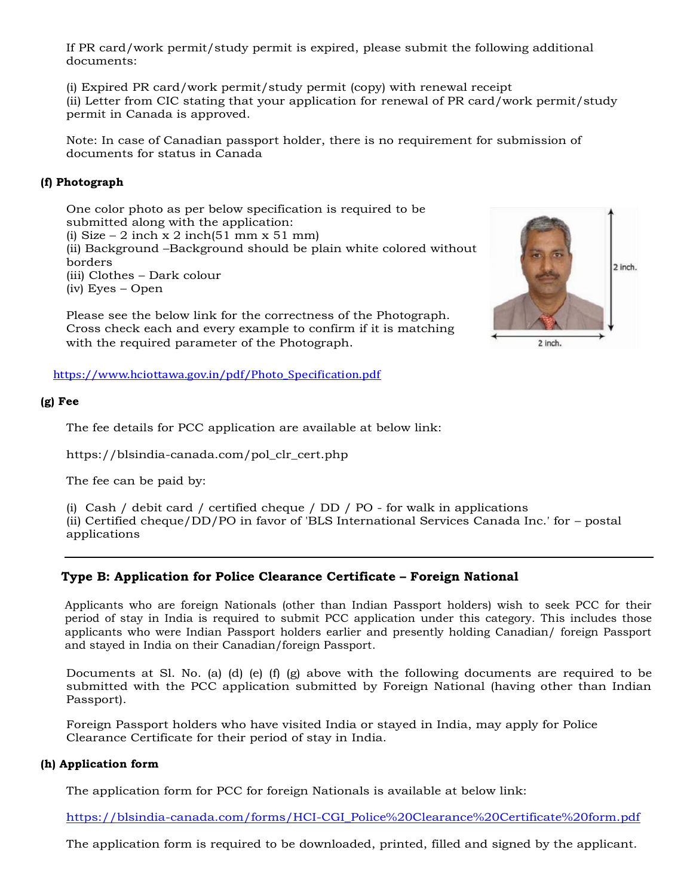If PR card/work permit/study permit is expired, please submit the following additional documents:

(i) Expired PR card/work permit/study permit (copy) with renewal receipt
(ii) Letter from CIC stating that your application for renewal of PR card/work permit/study permit in Canada is approved.

Note: In case of Canadian passport holder, there is no requirement for submission of documents for status in Canada

**(f) Photograph**

One color photo as per below specification is required to be submitted along with the application:
(i) Size – 2 inch x 2 inch(51 mm x 51 mm)
(ii) Background –Background should be plain white colored without borders
(iii) Clothes – Dark colour
(iv) Eyes – Open

Please see the below link for the correctness of the Photograph. Cross check each and every example to confirm if it is matching with the required parameter of the Photograph.

https://www.hciottawa.gov.in/pdf/Photo_Specification.pdf

**(g) Fee**

The fee details for PCC application are available at below link:

https://blsindia-canada.com/pol_clr_cert.php

The fee can be paid by:

(i) Cash / debit card / certified cheque / DD / PO - for walk in applications
(ii) Certified cheque/DD/PO in favor of 'BLS International Services Canada Inc.' for – postal applications

---

### Type B: Application for Police Clearance Certificate – Foreign National

Applicants who are foreign Nationals (other than Indian Passport holders) wish to seek PCC for their period of stay in India is required to submit PCC application under this category. This includes those applicants who were Indian Passport holders earlier and presently holding Canadian/ foreign Passport and stayed in India on their Canadian/foreign Passport.

Documents at Sl. No. (a) (d) (e) (f) (g) above with the following documents are required to be submitted with the PCC application submitted by Foreign National (having other than Indian Passport).

Foreign Passport holders who have visited India or stayed in India, may apply for Police Clearance Certificate for their period of stay in India.

**(h) Application form**

The application form for PCC for foreign Nationals is available at below link:

https://blsindia-canada.com/forms/HCI-CGI_Police%20Clearance%20Certificate%20form.pdf

The application form is required to be downloaded, printed, filled and signed by the applicant.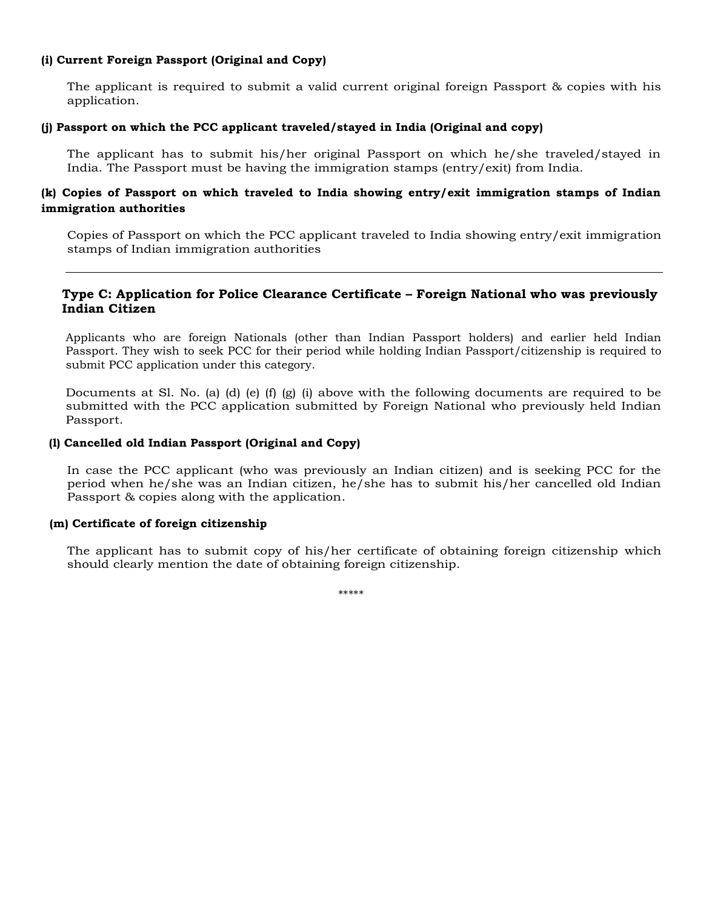**(i) Current Foreign Passport (Original and Copy)**

The applicant is required to submit a valid current original foreign Passport & copies with his application.

**(j) Passport on which the PCC applicant traveled/stayed in India (Original and copy)**

The applicant has to submit his/her original Passport on which he/she traveled/stayed in India. The Passport must be having the immigration stamps (entry/exit) from India.

**(k) Copies of Passport on which traveled to India showing entry/exit immigration stamps of Indian immigration authorities**

Copies of Passport on which the PCC applicant traveled to India showing entry/exit immigration stamps of Indian immigration authorities

---

## Type C: Application for Police Clearance Certificate – Foreign National who was previously Indian Citizen

Applicants who are foreign Nationals (other than Indian Passport holders) and earlier held Indian Passport. They wish to seek PCC for their period while holding Indian Passport/citizenship is required to submit PCC application under this category.

Documents at Sl. No. (a) (d) (e) (f) (g) (i) above with the following documents are required to be submitted with the PCC application submitted by Foreign National who previously held Indian Passport.

**(l) Cancelled old Indian Passport (Original and Copy)**

In case the PCC applicant (who was previously an Indian citizen) and is seeking PCC for the period when he/she was an Indian citizen, he/she has to submit his/her cancelled old Indian Passport & copies along with the application.

**(m) Certificate of foreign citizenship**

The applicant has to submit copy of his/her certificate of obtaining foreign citizenship which should clearly mention the date of obtaining foreign citizenship.

*****